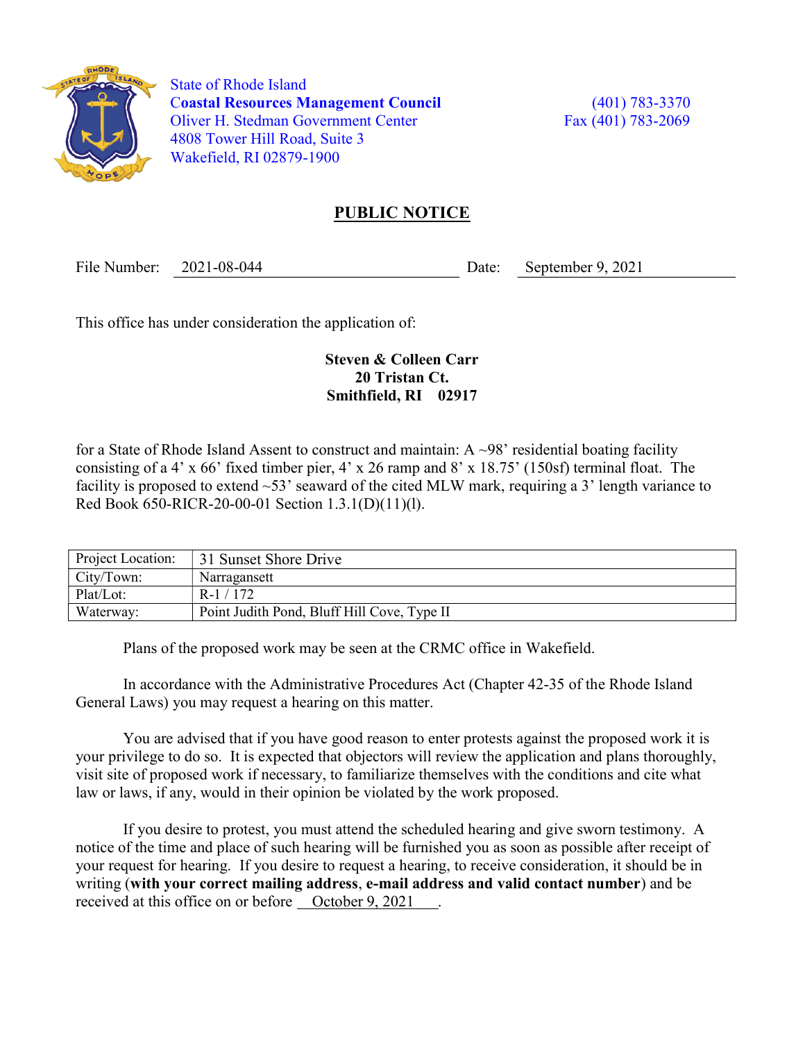State of Rhode Island
**Coastal Resources Management Council**
Oliver H. Stedman Government Center
4808 Tower Hill Road, Suite 3
Wakefield, RI 02879-1900

(401) 783-3370
Fax (401) 783-2069

## PUBLIC NOTICE

File Number: 2021-08-044 Date: September 9, 2021

This office has under consideration the application of:

**Steven & Colleen Carr**
**20 Tristan Ct.**
**Smithfield, RI 02917**

for a State of Rhode Island Assent to construct and maintain: A ~98' residential boating facility consisting of a 4' x 66' fixed timber pier, 4' x 26 ramp and 8' x 18.75' (150sf) terminal float. The facility is proposed to extend ~53' seaward of the cited MLW mark, requiring a 3' length variance to Red Book 650-RICR-20-00-01 Section 1.3.1(D)(11)(l).

| Project Location: | 31 Sunset Shore Drive |
|---|---|
| City/Town: | Narragansett |
| Plat/Lot: | R-1 / 172 |
| Waterway: | Point Judith Pond, Bluff Hill Cove, Type II |

Plans of the proposed work may be seen at the CRMC office in Wakefield.

In accordance with the Administrative Procedures Act (Chapter 42-35 of the Rhode Island General Laws) you may request a hearing on this matter.

You are advised that if you have good reason to enter protests against the proposed work it is your privilege to do so. It is expected that objectors will review the application and plans thoroughly, visit site of proposed work if necessary, to familiarize themselves with the conditions and cite what law or laws, if any, would in their opinion be violated by the work proposed.

If you desire to protest, you must attend the scheduled hearing and give sworn testimony. A notice of the time and place of such hearing will be furnished you as soon as possible after receipt of your request for hearing. If you desire to request a hearing, to receive consideration, it should be in writing (**with your correct mailing address**, **e-mail address and valid contact number**) and be received at this office on or before October 9, 2021 .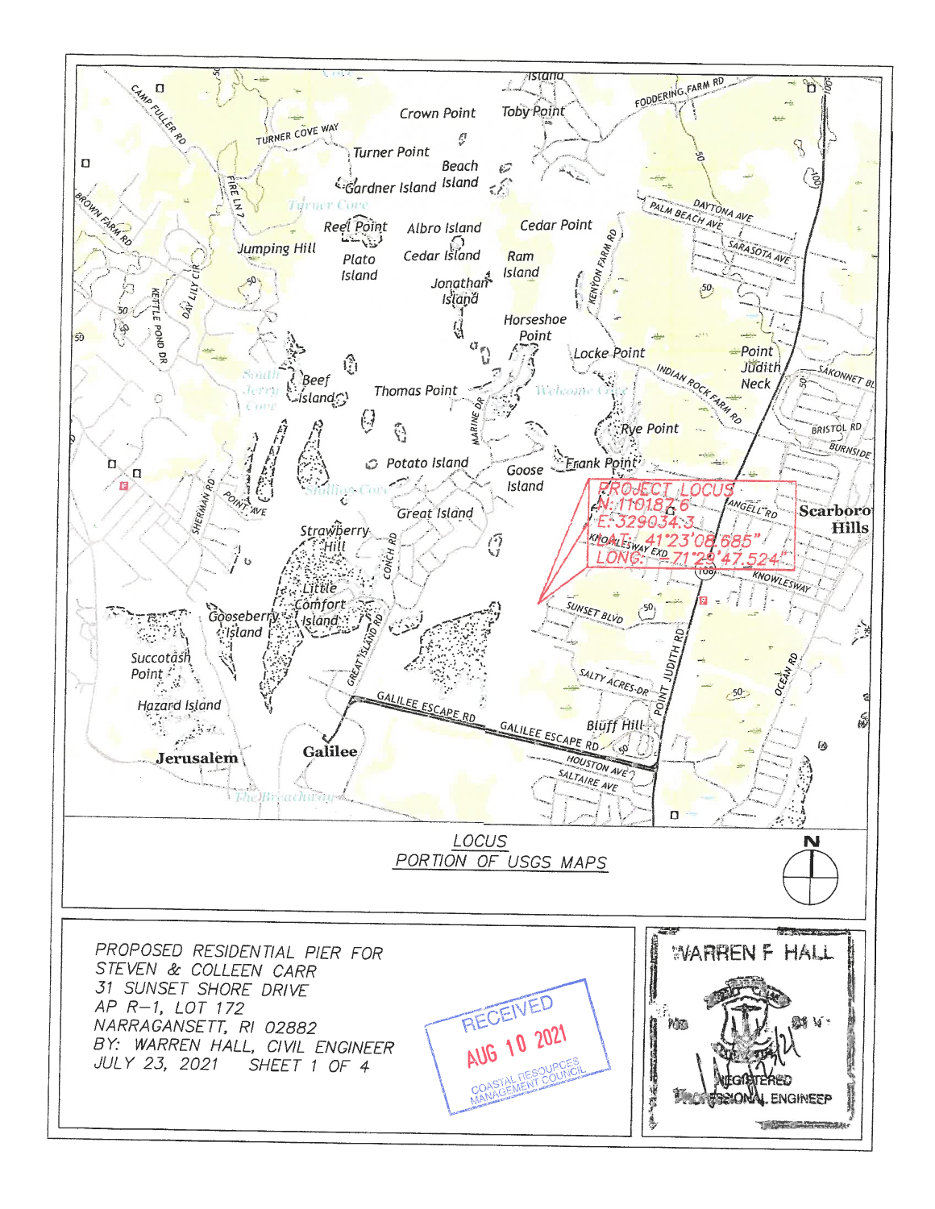PROJECT LOCUS
N: 110187.6
E: 329034.3
LAT: 41°23'08.685"
LONG: -71°29'47.524"

LOCUS
PORTION OF USGS MAPS

N

PROPOSED RESIDENTIAL PIER FOR
STEVEN & COLLEEN CARR
31 SUNSET SHORE DRIVE
AP R-1, LOT 172
NARRAGANSETT, RI 02882
BY: WARREN HALL, CIVIL ENGINEER
JULY 23, 2021 SHEET 1 OF 4

RECEIVED
AUG 10 2021
COASTAL RESOURCES MANAGEMENT COUNCIL

WARREN F HALL
REGISTERED PROFESSIONAL ENGINEER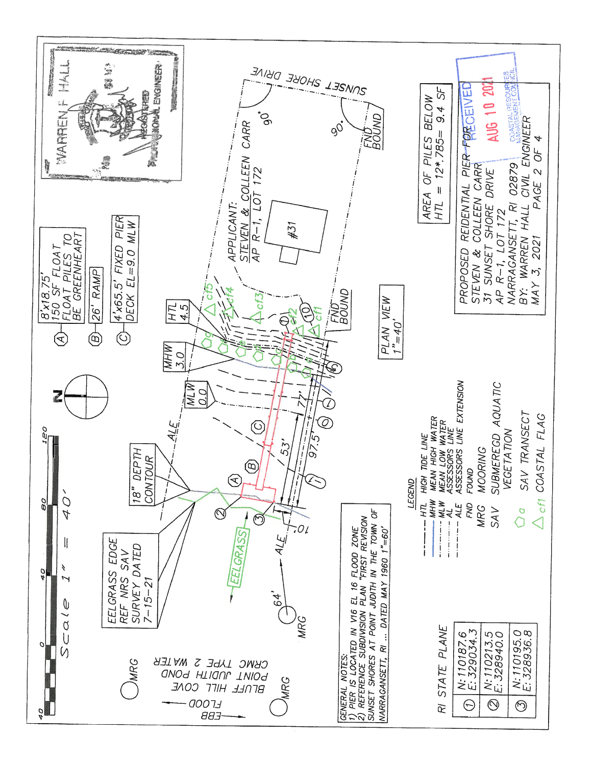WARREN F. HALL
REGISTERED PROFESSIONAL ENGINEER

SUNSET SHORE DRIVE

APPLICANT:
STEVEN & COLLEEN CARR
AP R-1, LOT 172

#31

FND BOUND

FND BOUND

90°

90°

Ⓐ 8'x18.75' 150 SF FLOAT FLOAT PILES TO BE GREENHEART

Ⓑ 26' RAMP

Ⓒ 4'x65.5' FIXED PIER DECK EL=9.0 MLW

HTL 4.5

MHW 3.0

MLW 0.0

ALE

18" DEPTH CONTOUR

EELGRASS EDGE REF NRS SAV SURVEY DATED 7-15-21

EELGRASS

ALE

10'

53'

97.5'

77'

64'

MRG

MRG

MRG

AREA OF PILES BELOW HTL = 12*.785= 9.4 SF

PLAN VIEW 1"=40'

Scale 1" = 40'

0 40 80 120

EBB

FLOOD

BLUFF HILL COVE
POINT JUDITH POND
CRMC TYPE 2 WATER

GENERAL NOTES:
1) PIER IS LOCATED IN V16 EL 16 FLOOD ZONE
2) REFERENCE SUBDIVISION PLAN "FIRST REVISION SUNSET SHORES AT POINT JUDITH IN THE TOWN OF NARRAGANSETT, RI ... DATED MAY 1960 1"=60'

LEGEND

- HTL HIGH TIDE LINE
- MHW MEAN HIGH WATER
- MLW MEAN LOW WATER
- AL ASSESSORS LINE
- ALE ASSESSORS LINE EXTENSION
- FND FOUND
- MRG MOORING
- SAV SUBMEREGD AQUATIC VEGETATION
- a SAV TRANSECT
- cf1 COASTAL FLAG

RI STATE PLANE

| | |
|---|---|
| ① | N:110187.6 E: 329034.3 |
| ② | N:110213.5 E: 328940.0 |
| ③ | N:110195.0 E: 328936.8 |

PROPOSED REIDENTIAL PIER FOR
STEVEN & COLLEEN CARR
31 SUNSET SHORE DRIVE
AP R-1, LOT 172
NARRAGANSETT, RI 02879
BY: WARREN HALL CIVIL ENGINEER
MAY 3, 2021 PAGE 2 OF 4

RECEIVED
AUG 10 2021
COASTAL RESOURCES MANAGEMENT COUNCIL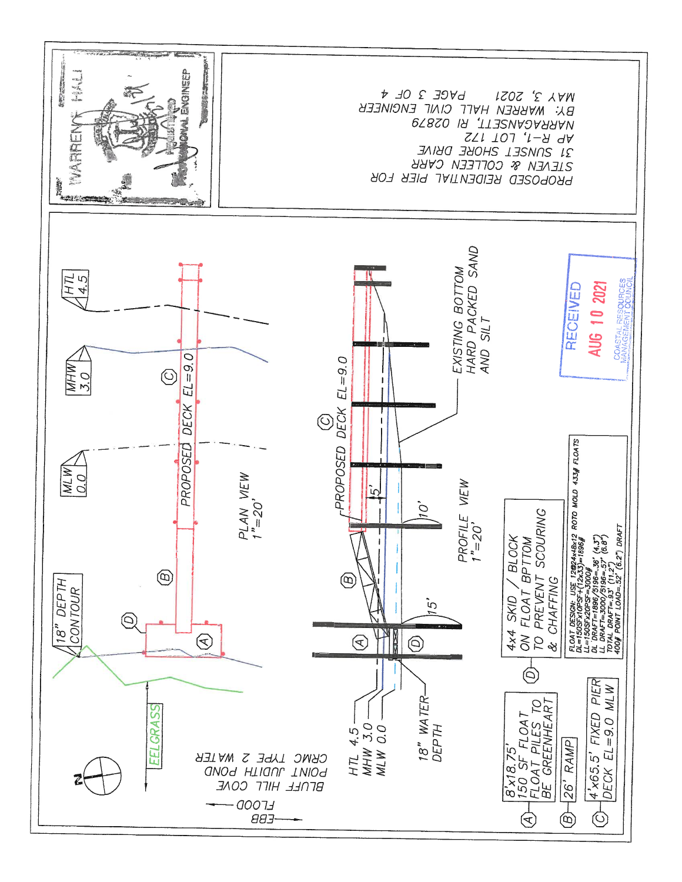PROPOSED REIDENTIAL PIER FOR
STEVEN & COLLEEN CARR
31 SUNSET SHORE DRIVE
AP R-1, LOT 172
NARRAGANSETT, RI 02879
BY: WARREN HALL CIVIL ENGINEER
MAY 3, 2021 PAGE 3 OF 4

WARREN HALL
REGISTERED PROFESSIONAL ENGINEER

RECEIVED
AUG 10 2021
COASTAL RESOURCES MANAGEMENT COUNCIL

HTL 4.5

MHW 3.0

MLW 0.0

18" DEPTH CONTOUR

EELGRASS

(C) PROPOSED DECK EL=9.0

(B)

(A)

(D)

PLAN VIEW
1"=20'

(C) PROPOSED DECK EL=9.0

5'

10'

15'

EXISTING BOTTOM HARD PACKED SAND AND SILT

PROFILE VIEW
1"=20'

HTL 4.5
MHW 3.0
MLW 0.0

18" WATER DEPTH

EBB
FLOOD

BLUFF HILL COVE
POINT JUDITH POND
CRMC TYPE 2 WATER

(A) 8'x18.75' 150 SF FLOAT FLOAT PILES TO BE GREENHEART

(B) 26' RAMP

(C) 4'x65.5' FIXED PIER DECK EL=9.0 MLW

(D) 4x4 SKID / BLOCK ON FLOAT BPTTOM TO PREVENT SCOURING & CHAFFING

FLOAT DESIGN: USE 12@24x48x12 ROTO MOLD 433# FLOATS
DL=150SFx10PSF+(12x33)=1896#
LL=150SFx20PSF=3000#
DL DRAFT=1896/5196=.36' (4.3")
LL DRAFT=3000/5196=.57' (6.8")
TOTAL DRAFT=.93' (11.2")
400# POINT LOAD=.52' (6.2") DRAFT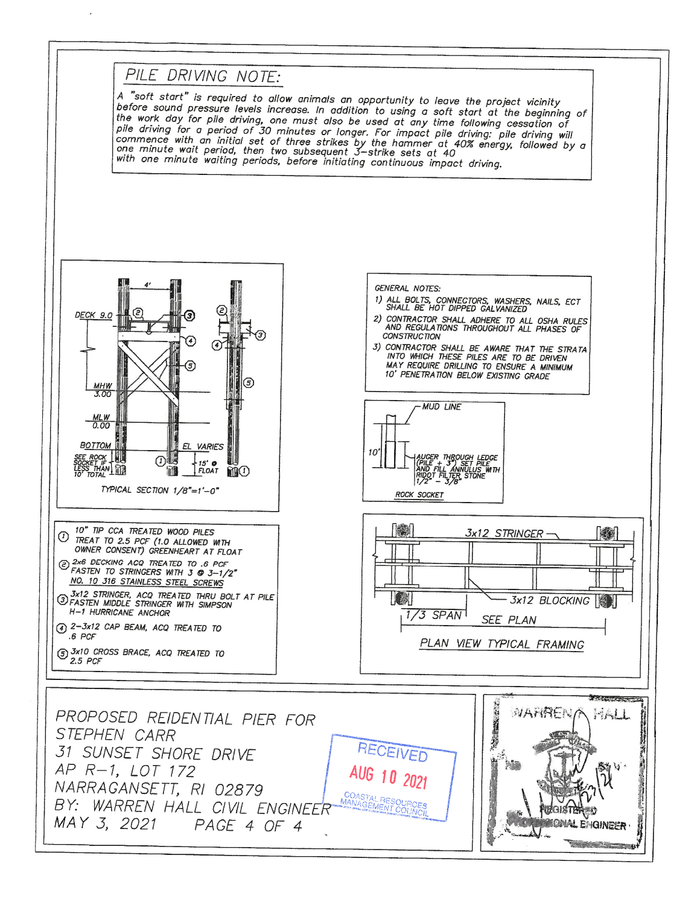## PILE DRIVING NOTE:

A "soft start" is required to allow animals an opportunity to leave the project vicinity before sound pressure levels increase. In addition to using a soft start at the beginning of the work day for pile driving, one must also be used at any time following cessation of pile driving for a period of 30 minutes or longer. For impact pile driving: pile driving will commence with an initial set of three strikes by the hammer at 40% energy, followed by a one minute wait period, then two subsequent 3-strike sets at 40 with one minute waiting periods, before initiating continuous impact driving.

DECK 9.0

4'

MHW 3.00

MLW 0.00

BOTTOM

SEE ROCK SOCKET IF LESS THAN 10' TOTAL

EL VARIES

15' ⊘ FLOAT

TYPICAL SECTION 1/8"=1'-0"

GENERAL NOTES:

1) ALL BOLTS, CONNECTORS, WASHERS, NAILS, ECT SHALL BE HOT DIPPED GALVANIZED
2) CONTRACTOR SHALL ADHERE TO ALL OSHA RULES AND REGULATIONS THROUGHOUT ALL PHASES OF CONSTRUCTION
3) CONTRACTOR SHALL BE AWARE THAT THE STRATA INTO WHICH THESE PILES ARE TO BE DRIVEN MAY REQUIRE DRILLING TO ENSURE A MINIMUM 10' PENETRATION BELOW EXISTING GRADE

MUD LINE

10'

AUGER THROUGH LEDGE (PILE + 3") SET PILE AND FILL ANNULUS WITH RIDOT FILTER STONE 1/2" - 3/8"

ROCK SOCKET

1. 10" TIP CCA TREATED WOOD PILES TREAT TO 2.5 PCF (1.0 ALLOWED WITH OWNER CONSENT) GREENHEART AT FLOAT
2. 2x6 DECKING ACQ TREATED TO .6 PCF FASTEN TO STRINGERS WITH 3 @ 3-1/2" NO. 10 316 STAINLESS STEEL SCREWS
3. 3x12 STRINGER, ACQ TREATED THRU BOLT AT PILE FASTEN MIDDLE STRINGER WITH SIMPSON H-1 HURRICANE ANCHOR
4. 2-3x12 CAP BEAM, ACQ TREATED TO .6 PCF
5. 3x10 CROSS BRACE, ACQ TREATED TO 2.5 PCF

3x12 STRINGER

3x12 BLOCKING

1/3 SPAN

SEE PLAN

PLAN VIEW TYPICAL FRAMING

PROPOSED REIDENTIAL PIER FOR
STEPHEN CARR
31 SUNSET SHORE DRIVE
AP R-1, LOT 172
NARRAGANSETT, RI 02879
BY: WARREN HALL CIVIL ENGINEER
MAY 3, 2021 PAGE 4 OF 4

RECEIVED
AUG 10 2021
COASTAL RESOURCES MANAGEMENT COUNCIL

WARREN HALL
REGISTERED PROFESSIONAL ENGINEER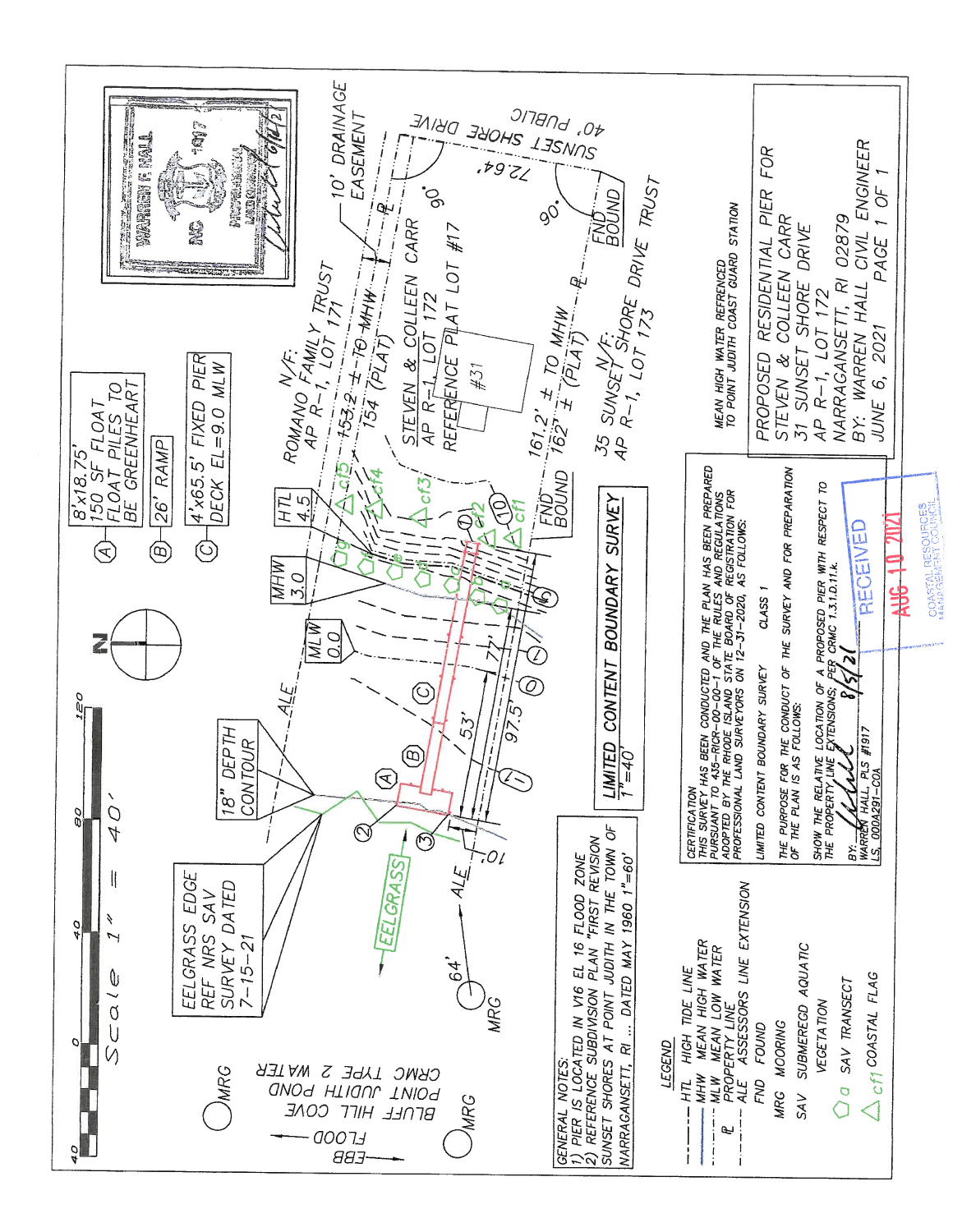**PROPOSED RESIDENTIAL PIER FOR**
STEVEN & COLLEEN CARR
31 SUNSET SHORE DRIVE
AP R-1, LOT 172
NARRAGANSETT, RI 02879
BY: WARREN HALL CIVIL ENGINEER
JUNE 6, 2021 PAGE 1 OF 1

## LIMITED CONTENT BOUNDARY SURVEY
1"=40'

Scale 1" = 40'

0 40 80 120

Ⓐ 8'x18.75' FLOAT 150 SF FLOAT FLOAT PILES TO BE GREENHEART
Ⓑ 26' RAMP
Ⓒ 4'x65.5' FIXED PIER DECK EL=9.0 MLW

N

HTL 4.5
MHW 3.0
MLW 0.0

18" DEPTH CONTOUR

EELGRASS EDGE REF NRS SAV SURVEY DATED 7-15-21

EELGRASS

ALE

64'
MRG

10'
53'
77'
97.5'

N/F: ROMANO FAMILY TRUST AP R-1, LOT 171
153.2 ± TO MHW
154 (PLAT)

STEVEN & COLLEEN CARR AP R-1, LOT 172 REFERENCE PLAT LOT #17
#31

161.2' ± TO MHW
162' ± (PLAT)

N/F: 35 SUNSET SHORE DRIVE TRUST AP R-1, LOT 173

FND BOUND

10' DRAINAGE EASEMENT
SUNSET SHORE DRIVE 40' PUBLIC
72.64'
90°

MEAN HIGH WATER REFERENCED TO POINT JUDITH COAST GUARD STATION

EBB ⟵ FLOOD
BLUFF HILL COVE POINT JUDITH POND CRMC TYPE 2 WATER

MRG
MRG

**GENERAL NOTES:**
1) PIER IS LOCATED IN V16 EL 16 FLOOD ZONE
2) REFERENCE SUBDIVISION PLAN "FIRST REVISION SUNSET SHORES AT POINT JUDITH IN THE TOWN OF NARRAGANSETT, RI ... DATED MAY 1960 1"=60'

**LEGEND**
- HTL HIGH TIDE LINE
- MHW MEAN HIGH WATER
- MLW MEAN LOW WATER
- ℘ PROPERTY LINE
- ALE ASSESSORS LINE EXTENSION
- FND FOUND
- MRG MOORING
- SAV SUBMEREGD AQUATIC VEGETATION
- ⬠ a SAV TRANSECT
- △ cf1 COASTAL FLAG

**CERTIFICATION**
THIS SURVEY HAS BEEN CONDUCTED AND THE PLAN HAS BEEN PREPARED PURSUANT TO 435-RICR-00-00-1 OF THE RULES AND REGULATIONS ADOPTED BY THE RHODE ISLAND STATE BOARD OF REGISTRATION FOR PROFESSIONAL LAND SURVEYORS ON 12-31-2020, AS FOLLOWS:

LIMITED CONTENT BOUNDARY SURVEY CLASS 1

THE PURPOSE FOR THE CONDUCT OF THE SURVEY AND FOR PREPARATION OF THE PLAN IS AS FOLLOWS:

SHOW THE RELATIVE LOCATION OF A PROPOSED PIER WITH RESPECT TO THE PROPERTY LINE EXTENSIONS; PER CRMC 1.3.1.D.11.k.

BY: WARREN HALL, PLS #1917 8/5/21
L.S. 000A291-COA

RECEIVED AUG 10 2021 COASTAL RESOURCES MANAGEMENT COUNCIL

WARREN F. HALL NO. 1917 PROFESSIONAL LAND SURVEYOR